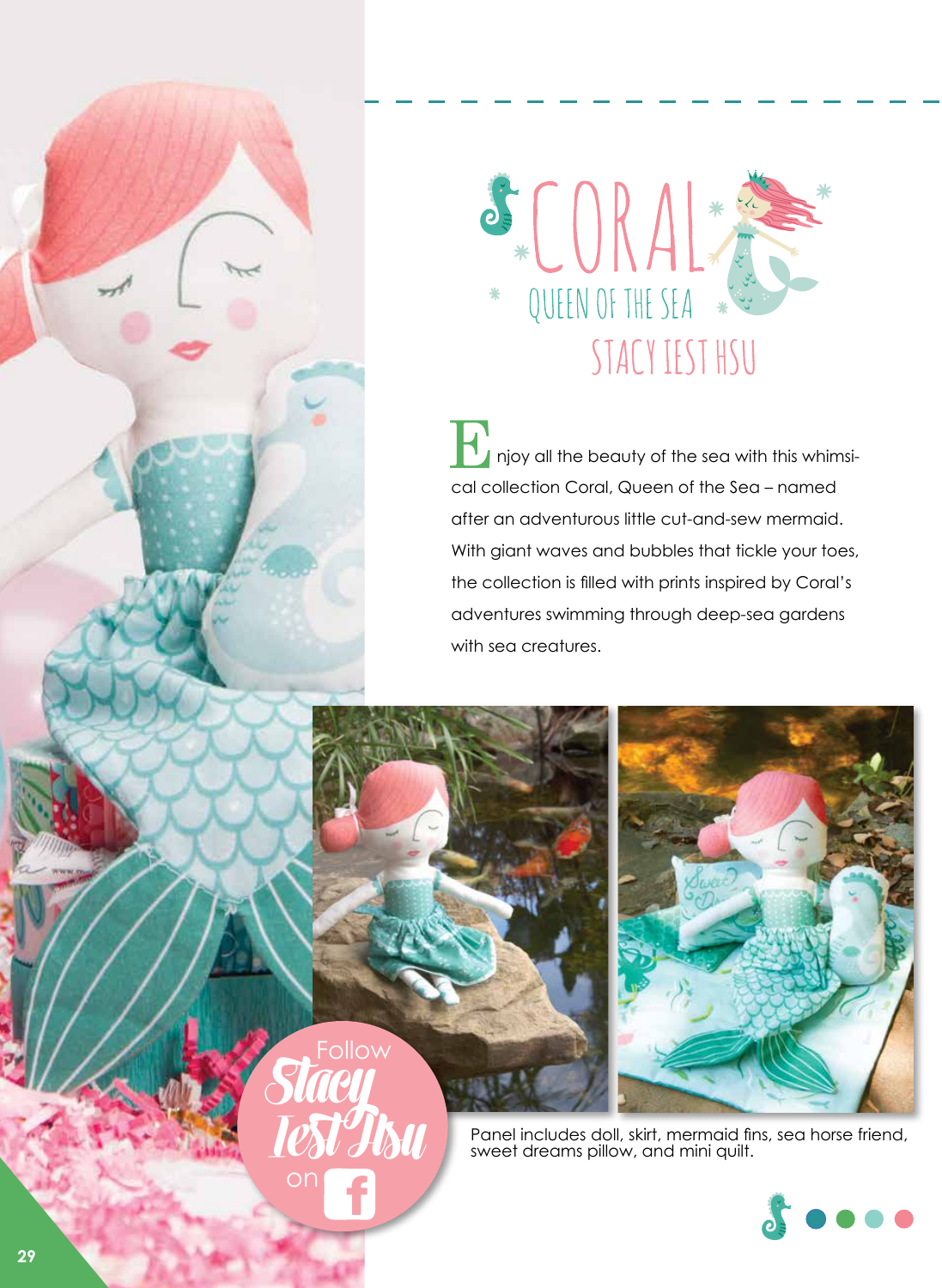# CORAL

## QUEEN OF THE SEA

## STACY IEST HSU

Enjoy all the beauty of the sea with this whimsical collection Coral, Queen of the Sea – named after an adventurous little cut-and-sew mermaid. With giant waves and bubbles that tickle your toes, the collection is filled with prints inspired by Coral's adventures swimming through deep-sea gardens with sea creatures.

Follow Stacy Iest Hsu on f

Panel includes doll, skirt, mermaid fins, sea horse friend, sweet dreams pillow, and mini quilt.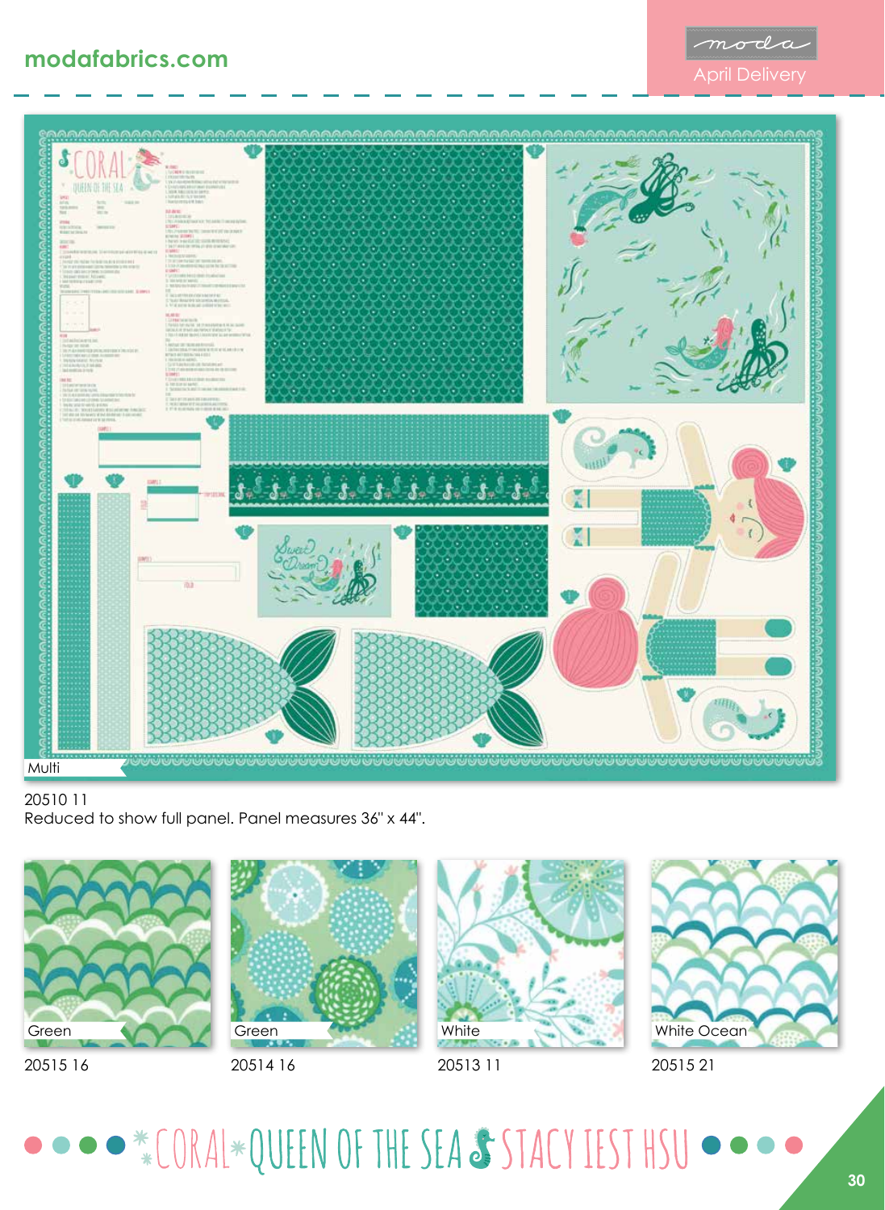modafabrics.com

moda April Delivery

Multi

20510 11
Reduced to show full panel. Panel measures 36" x 44".

Green
20515 16

Green
20514 16

White
20513 11

White Ocean
20515 21

CORAL QUEEN OF THE SEA STACY IEST HSU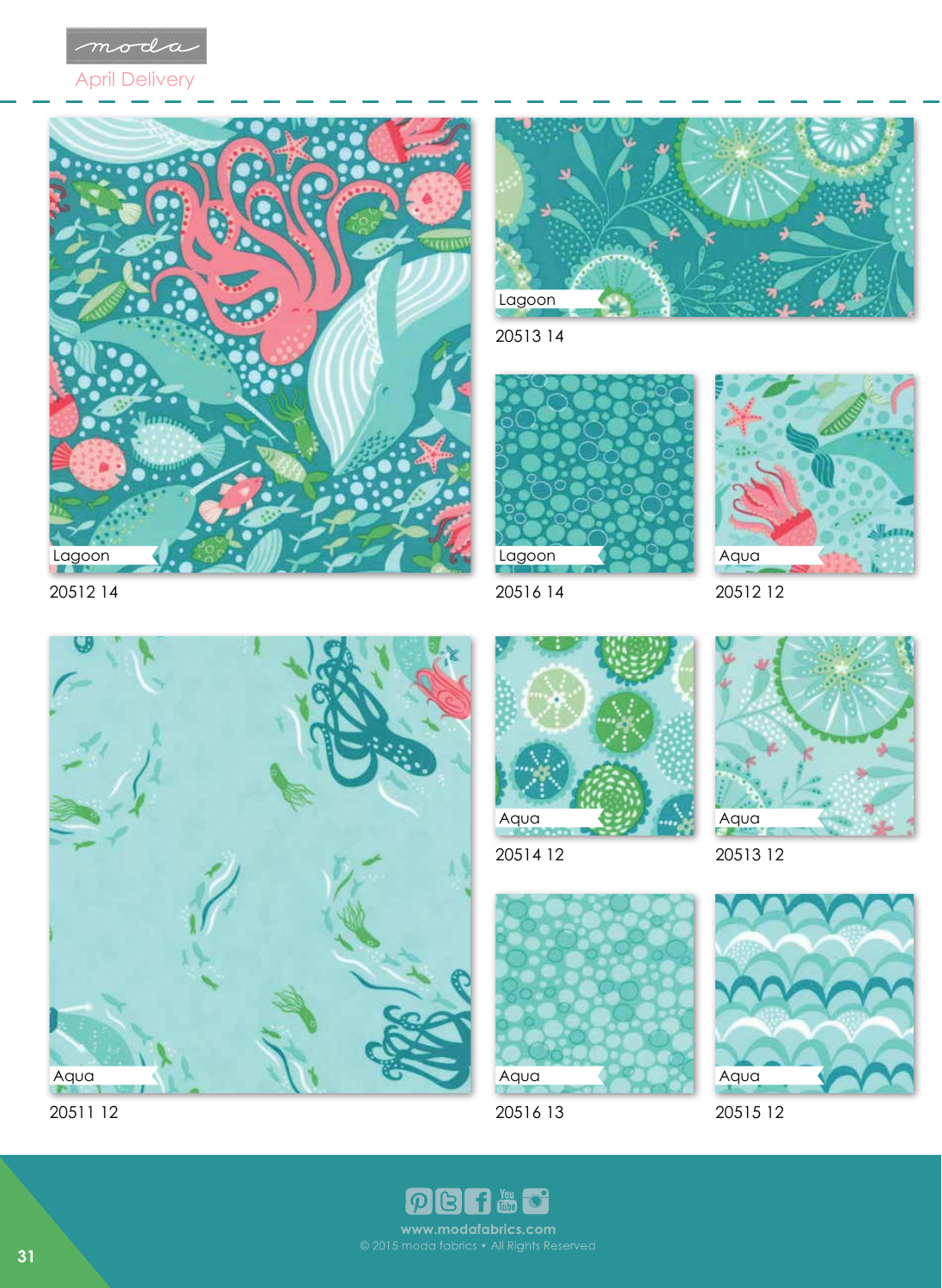moda

April Delivery

Lagoon

20512 14

Lagoon

20513 14

Lagoon

20516 14

Aqua

20512 12

Aqua

20511 12

Aqua

20514 12

Aqua

20513 12

Aqua

20516 13

Aqua

20515 12

www.modafabrics.com

© 2015 moda fabrics • All Rights Reserved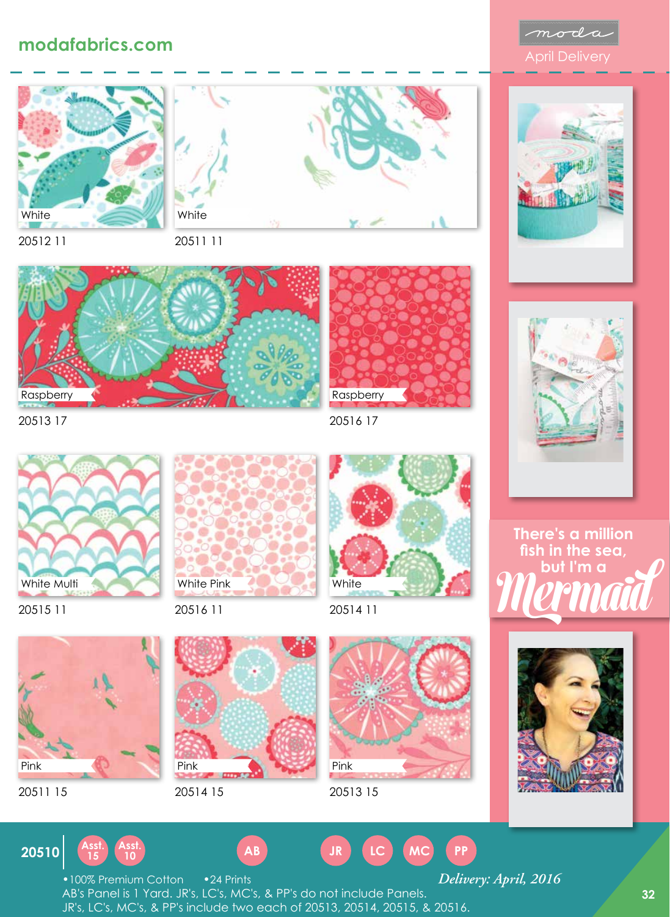modafabrics.com

moda

April Delivery

White
20512 11

White
20511 11

Raspberry
20513 17

Raspberry
20516 17

White Multi
20515 11

White Pink
20516 11

White
20514 11

Pink
20511 15

Pink
20514 15

Pink
20513 15

There's a million fish in the sea, but I'm a Mermaid

20510 | Asst. 15 | Asst. 10 | AB | JR | LC | MC | PP

• 100% Premium Cotton • 24 Prints

*Delivery: April, 2016*

AB's Panel is 1 Yard. JR's, LC's, MC's, & PP's do not include Panels.
JR's, LC's, MC's, & PP's include two each of 20513, 20514, 20515, & 20516.